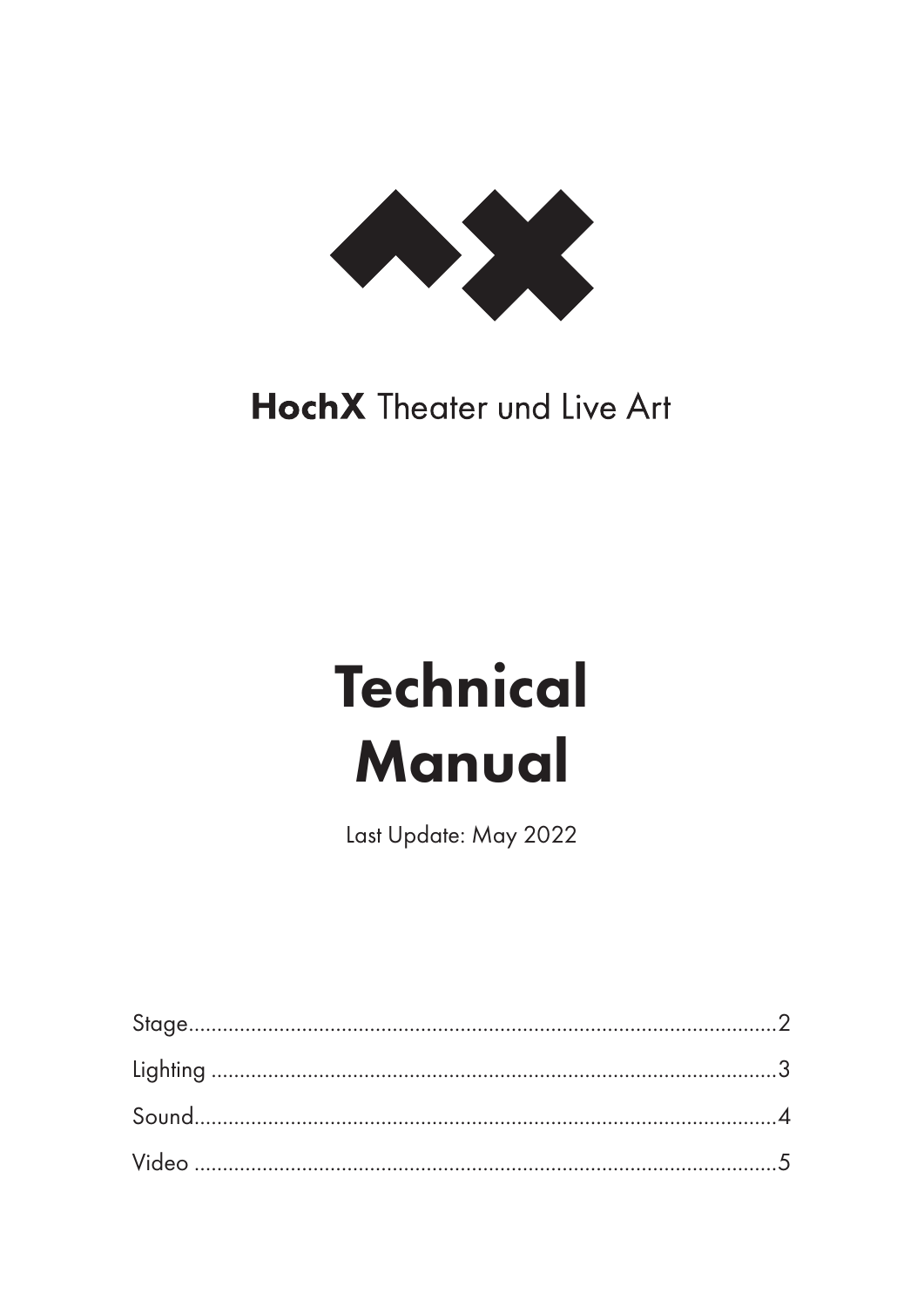**HochX** Theater und Live Art

# Technical Manual

Last Update: May 2022

| | |
|---|---|
| Stage | 2 |
| Lighting | 3 |
| Sound | 4 |
| Video | 5 |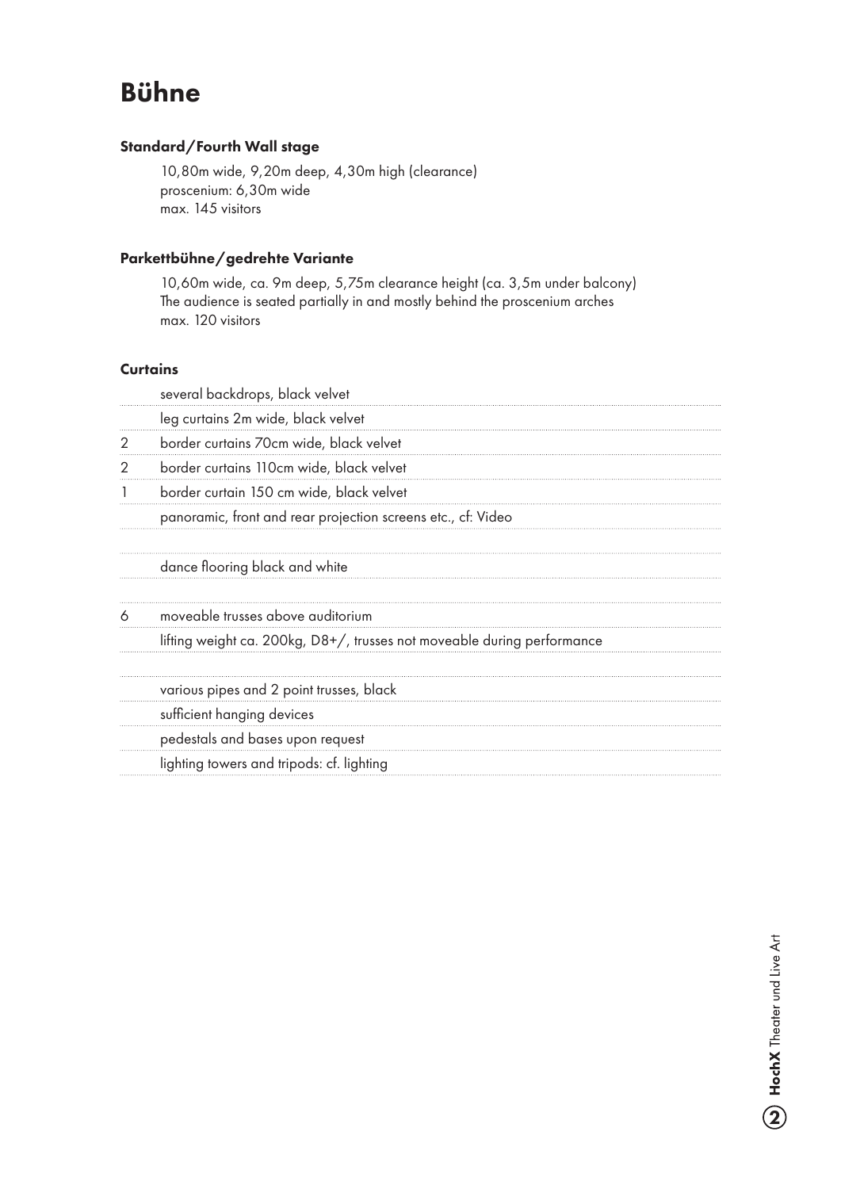# Bühne

### Standard/Fourth Wall stage

10,80m wide, 9,20m deep, 4,30m high (clearance)
proscenium: 6,30m wide
max. 145 visitors

### Parkettbühne/gedrehte Variante

10,60m wide, ca. 9m deep, 5,75m clearance height (ca. 3,5m under balcony)
The audience is seated partially in and mostly behind the proscenium arches
max. 120 visitors

### Curtains

| | |
|---|---|
| | several backdrops, black velvet |
| | leg curtains 2m wide, black velvet |
| 2 | border curtains 70cm wide, black velvet |
| 2 | border curtains 110cm wide, black velvet |
| 1 | border curtain 150 cm wide, black velvet |
| | panoramic, front and rear projection screens etc., cf: Video |
| | |
| | dance flooring black and white |
| | |
| 6 | moveable trusses above auditorium |
| | lifting weight ca. 200kg, D8+/, trusses not moveable during performance |
| | |
| | various pipes and 2 point trusses, black |
| | sufficient hanging devices |
| | pedestals and bases upon request |
| | lighting towers and tripods: cf. lighting |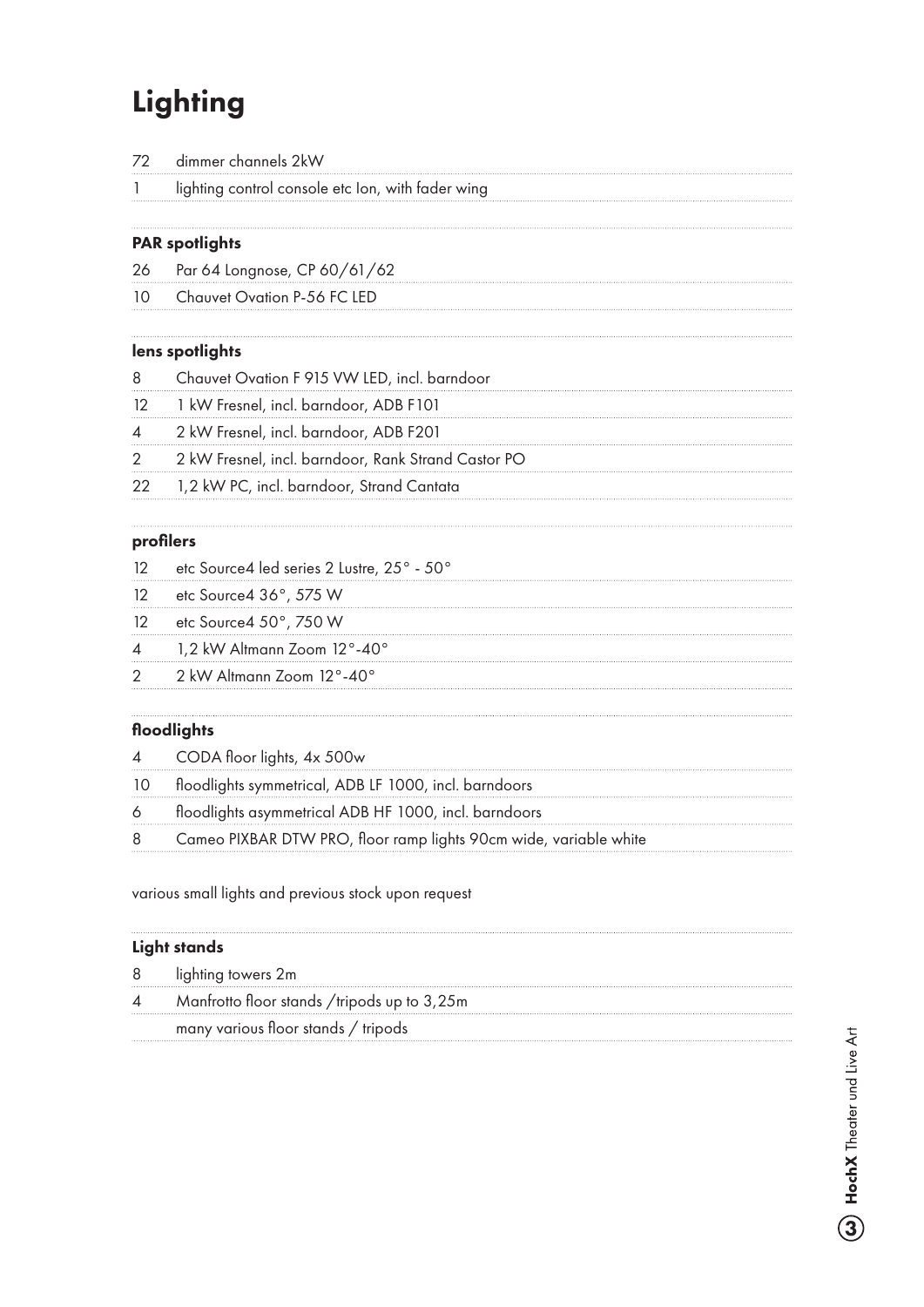# Lighting

| | |
|---|---|
| 72 | dimmer channels 2kW |
| 1 | lighting control console etc Ion, with fader wing |

### PAR spotlights

| | |
|---|---|
| 26 | Par 64 Longnose, CP 60/61/62 |
| 10 | Chauvet Ovation P-56 FC LED |

### lens spotlights

| | |
|---|---|
| 8 | Chauvet Ovation F 915 VW LED, incl. barndoor |
| 12 | 1 kW Fresnel, incl. barndoor, ADB F101 |
| 4 | 2 kW Fresnel, incl. barndoor, ADB F201 |
| 2 | 2 kW Fresnel, incl. barndoor, Rank Strand Castor PO |
| 22 | 1,2 kW PC, incl. barndoor, Strand Cantata |

### profilers

| | |
|---|---|
| 12 | etc Source4 led series 2 Lustre, 25° - 50° |
| 12 | etc Source4 36°, 575 W |
| 12 | etc Source4 50°, 750 W |
| 4 | 1,2 kW Altmann Zoom 12°-40° |
| 2 | 2 kW Altmann Zoom 12°-40° |

### floodlights

| | |
|---|---|
| 4 | CODA floor lights, 4x 500w |
| 10 | floodlights symmetrical, ADB LF 1000, incl. barndoors |
| 6 | floodlights asymmetrical ADB HF 1000, incl. barndoors |
| 8 | Cameo PIXBAR DTW PRO, floor ramp lights 90cm wide, variable white |

various small lights and previous stock upon request

### Light stands

| | |
|---|---|
| 8 | lighting towers 2m |
| 4 | Manfrotto floor stands /tripods up to 3,25m |
| | many various floor stands / tripods |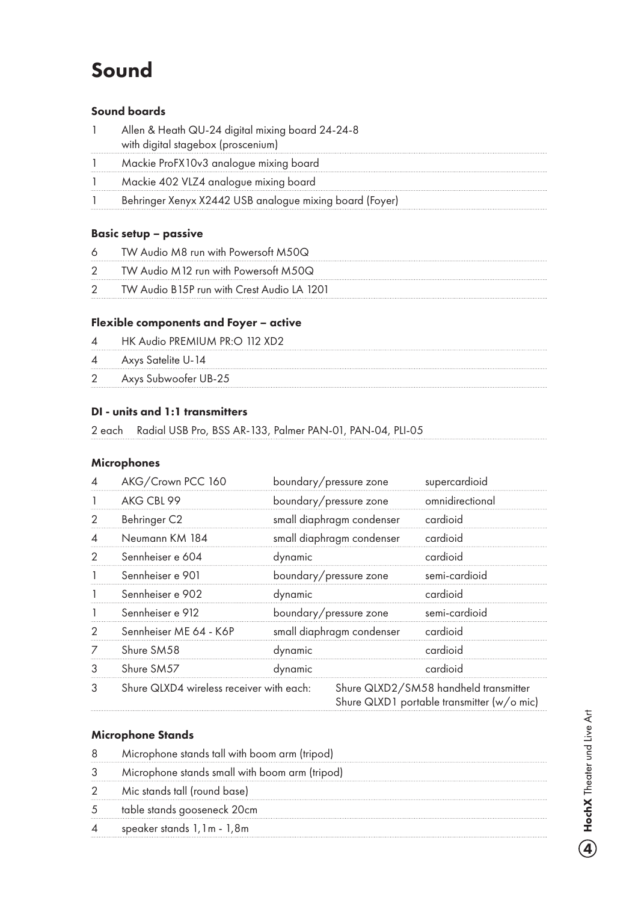# Sound

### Sound boards

| | |
|---|---|
| 1 | Allen & Heath QU-24 digital mixing board 24-24-8 with digital stagebox (proscenium) |
| 1 | Mackie ProFX10v3 analogue mixing board |
| 1 | Mackie 402 VLZ4 analogue mixing board |
| 1 | Behringer Xenyx X2442 USB analogue mixing board (Foyer) |

### Basic setup – passive

| | |
|---|---|
| 6 | TW Audio M8 run with Powersoft M50Q |
| 2 | TW Audio M12 run with Powersoft M50Q |
| 2 | TW Audio B15P run with Crest Audio LA 1201 |

### Flexible components and Foyer – active

| | |
|---|---|
| 4 | HK Audio PREMIUM PR:O 112 XD2 |
| 4 | Axys Satelite U-14 |
| 2 | Axys Subwoofer UB-25 |

### DI - units and 1:1 transmitters

| | |
|---|---|
| 2 each | Radial USB Pro, BSS AR-133, Palmer PAN-01, PAN-04, PLI-05 |

### Microphones

| | | | |
|---|---|---|---|
| 4 | AKG/Crown PCC 160 | boundary/pressure zone | supercardioid |
| 1 | AKG CBL 99 | boundary/pressure zone | omnidirectional |
| 2 | Behringer C2 | small diaphragm condenser | cardioid |
| 4 | Neumann KM 184 | small diaphragm condenser | cardioid |
| 2 | Sennheiser e 604 | dynamic | cardioid |
| 1 | Sennheiser e 901 | boundary/pressure zone | semi-cardioid |
| 1 | Sennheiser e 902 | dynamic | cardioid |
| 1 | Sennheiser e 912 | boundary/pressure zone | semi-cardioid |
| 2 | Sennheiser ME 64 - K6P | small diaphragm condenser | cardioid |
| 7 | Shure SM58 | dynamic | cardioid |
| 3 | Shure SM57 | dynamic | cardioid |
| 3 | Shure QLXD4 wireless receiver with each: | Shure QLXD2/SM58 handheld transmitter<br>Shure QLXD1 portable transmitter (w/o mic) | |

### Microphone Stands

| | |
|---|---|
| 8 | Microphone stands tall with boom arm (tripod) |
| 3 | Microphone stands small with boom arm (tripod) |
| 2 | Mic stands tall (round base) |
| 5 | table stands gooseneck 20cm |
| 4 | speaker stands 1,1m - 1,8m |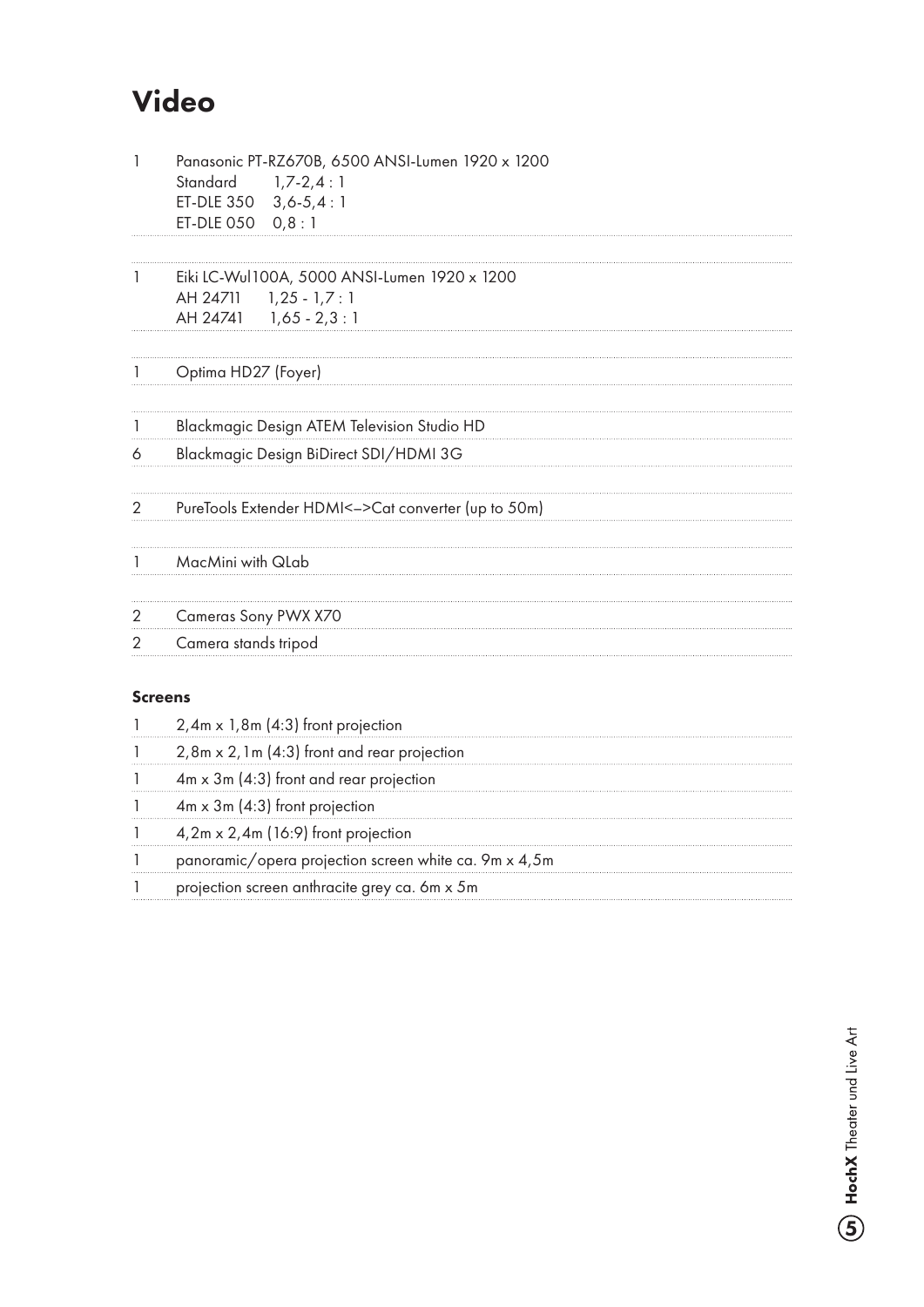# Video

| | |
|---|---|
| 1 | Panasonic PT-RZ670B, 6500 ANSI-Lumen 1920 x 1200<br>Standard 1,7-2,4 : 1<br>ET-DLE 350 3,6-5,4 : 1<br>ET-DLE 050 0,8 : 1 |
| 1 | Eiki LC-Wul100A, 5000 ANSI-Lumen 1920 x 1200<br>AH 24711 1,25 - 1,7 : 1<br>AH 24741 1,65 - 2,3 : 1 |
| 1 | Optima HD27 (Foyer) |
| 1 | Blackmagic Design ATEM Television Studio HD |
| 6 | Blackmagic Design BiDirect SDI/HDMI 3G |
| 2 | PureTools Extender HDMI<–>Cat converter (up to 50m) |
| 1 | MacMini with QLab |
| 2 | Cameras Sony PWX X70 |
| 2 | Camera stands tripod |

### Screens

| | |
|---|---|
| 1 | 2,4m x 1,8m (4:3) front projection |
| 1 | 2,8m x 2,1m (4:3) front and rear projection |
| 1 | 4m x 3m (4:3) front and rear projection |
| 1 | 4m x 3m (4:3) front projection |
| 1 | 4,2m x 2,4m (16:9) front projection |
| 1 | panoramic/opera projection screen white ca. 9m x 4,5m |
| 1 | projection screen anthracite grey ca. 6m x 5m |